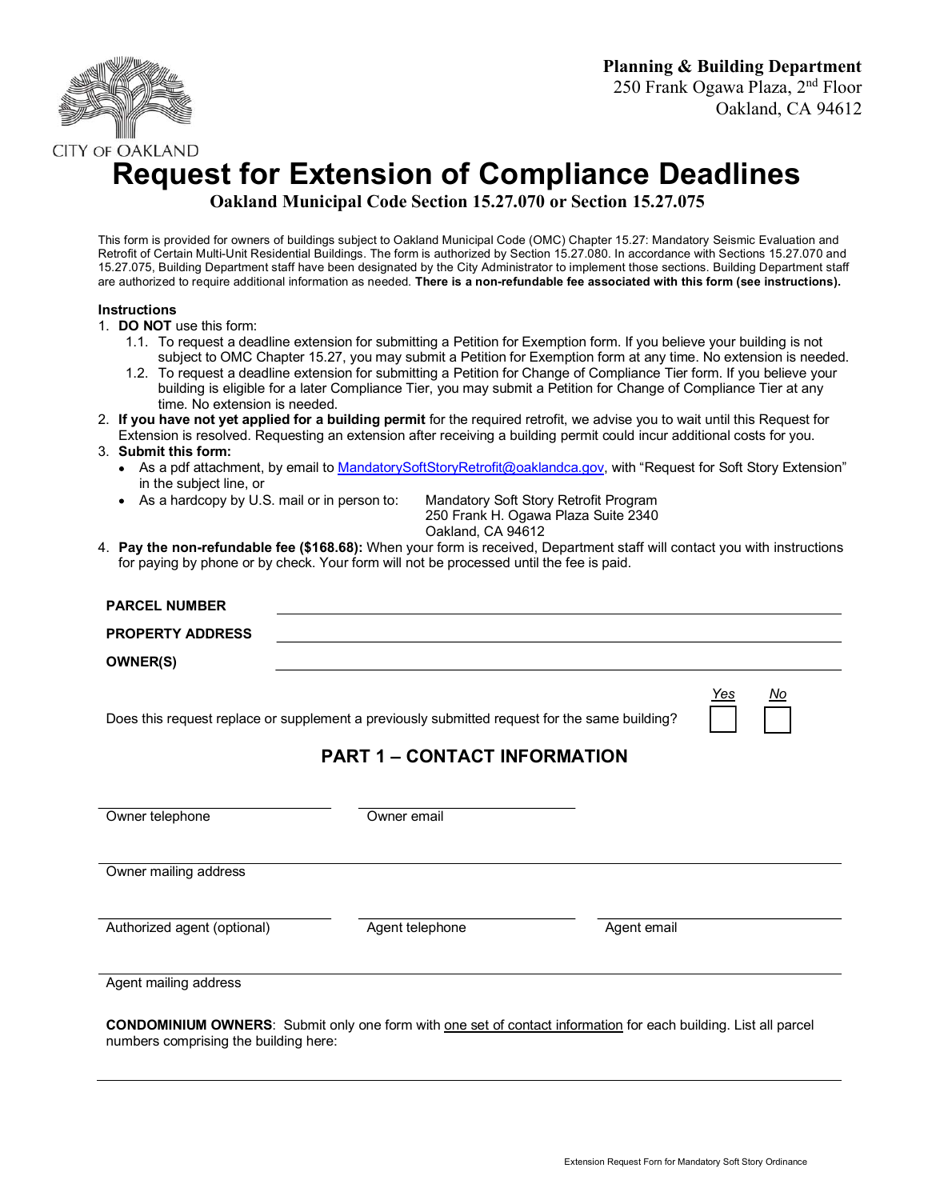**Planning & Building Department**
250 Frank Ogawa Plaza, 2nd Floor
Oakland, CA 94612

CITY OF OAKLAND

# Request for Extension of Compliance Deadlines

## Oakland Municipal Code Section 15.27.070 or Section 15.27.075

This form is provided for owners of buildings subject to Oakland Municipal Code (OMC) Chapter 15.27: Mandatory Seismic Evaluation and Retrofit of Certain Multi-Unit Residential Buildings. The form is authorized by Section 15.27.080. In accordance with Sections 15.27.070 and 15.27.075, Building Department staff have been designated by the City Administrator to implement those sections. Building Department staff are authorized to require additional information as needed. **There is a non-refundable fee associated with this form (see instructions).**

**Instructions**

1. **DO NOT** use this form:
   1.1. To request a deadline extension for submitting a Petition for Exemption form. If you believe your building is not subject to OMC Chapter 15.27, you may submit a Petition for Exemption form at any time. No extension is needed.
   1.2. To request a deadline extension for submitting a Petition for Change of Compliance Tier form. If you believe your building is eligible for a later Compliance Tier, you may submit a Petition for Change of Compliance Tier at any time. No extension is needed.
2. **If you have not yet applied for a building permit** for the required retrofit, we advise you to wait until this Request for Extension is resolved. Requesting an extension after receiving a building permit could incur additional costs for you.
3. **Submit this form:**
   - As a pdf attachment, by email to MandatorySoftStoryRetrofit@oaklandca.gov, with "Request for Soft Story Extension" in the subject line, or
   - As a hardcopy by U.S. mail or in person to: Mandatory Soft Story Retrofit Program, 250 Frank H. Ogawa Plaza Suite 2340, Oakland, CA 94612
4. **Pay the non-refundable fee ($168.68):** When your form is received, Department staff will contact you with instructions for paying by phone or by check. Your form will not be processed until the fee is paid.

**PARCEL NUMBER** \_\_\_\_\_\_\_\_\_\_\_\_\_\_\_\_\_\_\_\_

**PROPERTY ADDRESS** \_\_\_\_\_\_\_\_\_\_\_\_\_\_\_\_\_\_\_\_

**OWNER(S)** \_\_\_\_\_\_\_\_\_\_\_\_\_\_\_\_\_\_\_\_

Does this request replace or supplement a previously submitted request for the same building? *Yes* ☐ *No* ☐

## PART 1 – CONTACT INFORMATION

| Owner telephone | Owner email | |
|---|---|---|
| | | |

Owner mailing address \_\_\_\_\_\_\_\_\_\_\_\_\_\_\_\_\_\_\_\_

| Authorized agent (optional) | Agent telephone | Agent email |
|---|---|---|
| | | |

Agent mailing address \_\_\_\_\_\_\_\_\_\_\_\_\_\_\_\_\_\_\_\_

**CONDOMINIUM OWNERS**: Submit only one form with one set of contact information for each building. List all parcel numbers comprising the building here:

\_\_\_\_\_\_\_\_\_\_\_\_\_\_\_\_\_\_\_\_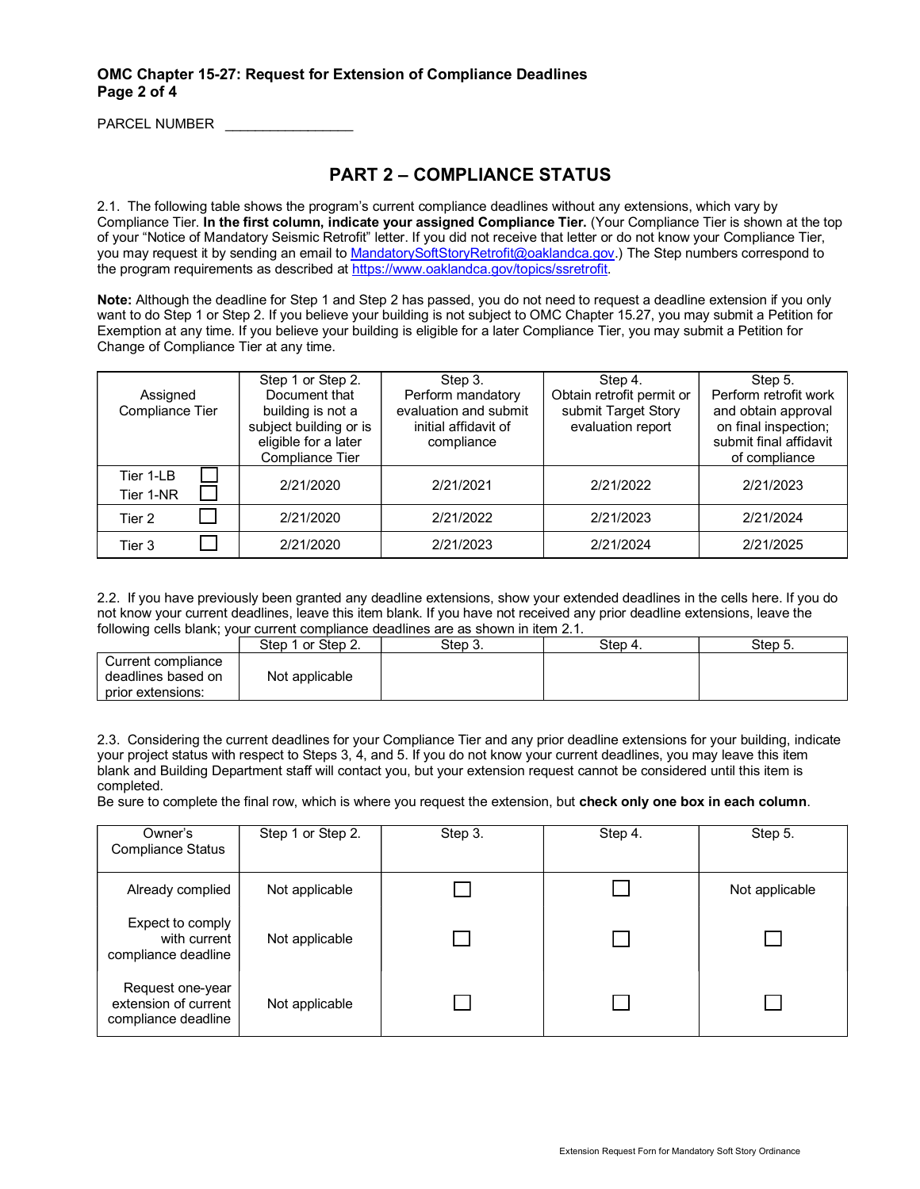**OMC Chapter 15-27: Request for Extension of Compliance Deadlines**
**Page 2 of 4**

PARCEL NUMBER _________________

## PART 2 – COMPLIANCE STATUS

2.1. The following table shows the program's current compliance deadlines without any extensions, which vary by Compliance Tier. **In the first column, indicate your assigned Compliance Tier.** (Your Compliance Tier is shown at the top of your "Notice of Mandatory Seismic Retrofit" letter. If you did not receive that letter or do not know your Compliance Tier, you may request it by sending an email to MandatorySoftStoryRetrofit@oaklandca.gov.) The Step numbers correspond to the program requirements as described at https://www.oaklandca.gov/topics/ssretrofit.

**Note:** Although the deadline for Step 1 and Step 2 has passed, you do not need to request a deadline extension if you only want to do Step 1 or Step 2. If you believe your building is not subject to OMC Chapter 15.27, you may submit a Petition for Exemption at any time. If you believe your building is eligible for a later Compliance Tier, you may submit a Petition for Change of Compliance Tier at any time.

| Assigned Compliance Tier | Step 1 or Step 2. Document that building is not a subject building or is eligible for a later Compliance Tier | Step 3. Perform mandatory evaluation and submit initial affidavit of compliance | Step 4. Obtain retrofit permit or submit Target Story evaluation report | Step 5. Perform retrofit work and obtain approval on final inspection; submit final affidavit of compliance |
|---|---|---|---|---|
| Tier 1-LB ☐<br>Tier 1-NR ☐ | 2/21/2020 | 2/21/2021 | 2/21/2022 | 2/21/2023 |
| Tier 2 ☐ | 2/21/2020 | 2/21/2022 | 2/21/2023 | 2/21/2024 |
| Tier 3 ☐ | 2/21/2020 | 2/21/2023 | 2/21/2024 | 2/21/2025 |

2.2. If you have previously been granted any deadline extensions, show your extended deadlines in the cells here. If you do not know your current deadlines, leave this item blank. If you have not received any prior deadline extensions, leave the following cells blank; your current compliance deadlines are as shown in item 2.1.

| | Step 1 or Step 2. | Step 3. | Step 4. | Step 5. |
|---|---|---|---|---|
| Current compliance deadlines based on prior extensions: | Not applicable | | | |

2.3. Considering the current deadlines for your Compliance Tier and any prior deadline extensions for your building, indicate your project status with respect to Steps 3, 4, and 5. If you do not know your current deadlines, you may leave this item blank and Building Department staff will contact you, but your extension request cannot be considered until this item is completed.
Be sure to complete the final row, which is where you request the extension, but **check only one box in each column**.

| Owner's Compliance Status | Step 1 or Step 2. | Step 3. | Step 4. | Step 5. |
|---|---|---|---|---|
| Already complied | Not applicable | ☐ | ☐ | Not applicable |
| Expect to comply with current compliance deadline | Not applicable | ☐ | ☐ | ☐ |
| Request one-year extension of current compliance deadline | Not applicable | ☐ | ☐ | ☐ |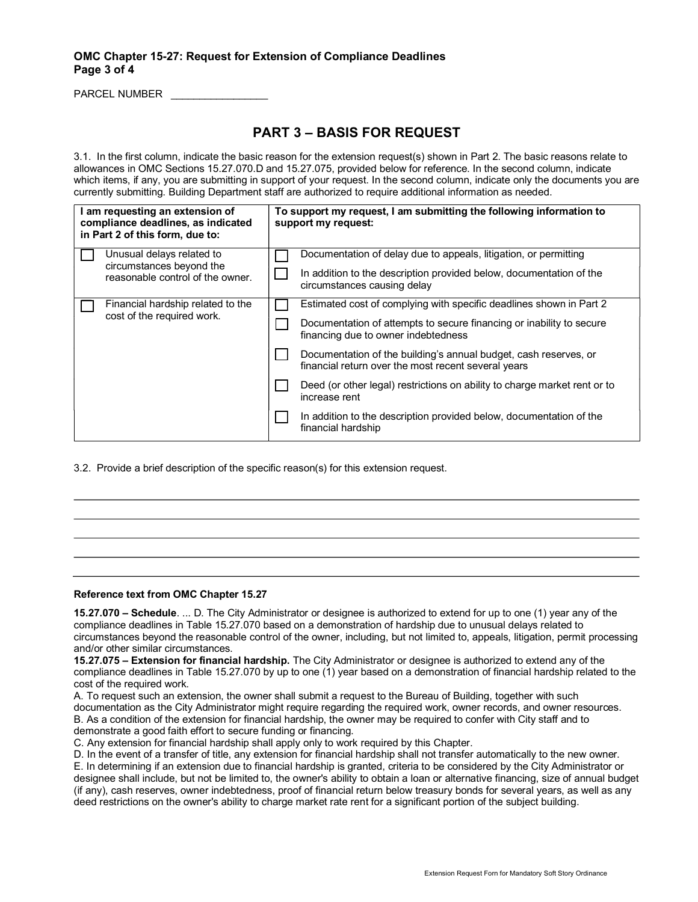**OMC Chapter 15-27: Request for Extension of Compliance Deadlines**
**Page 3 of 4**

PARCEL NUMBER \_\_\_\_\_\_\_\_\_\_\_\_\_\_\_\_\_

## PART 3 – BASIS FOR REQUEST

3.1. In the first column, indicate the basic reason for the extension request(s) shown in Part 2. The basic reasons relate to allowances in OMC Sections 15.27.070.D and 15.27.075, provided below for reference. In the second column, indicate which items, if any, you are submitting in support of your request. In the second column, indicate only the documents you are currently submitting. Building Department staff are authorized to require additional information as needed.

| I am requesting an extension of compliance deadlines, as indicated in Part 2 of this form, due to: | To support my request, I am submitting the following information to support my request: |
|---|---|
| ☐ Unusual delays related to circumstances beyond the reasonable control of the owner. | ☐ Documentation of delay due to appeals, litigation, or permitting |
| | ☐ In addition to the description provided below, documentation of the circumstances causing delay |
| ☐ Financial hardship related to the cost of the required work. | ☐ Estimated cost of complying with specific deadlines shown in Part 2 |
| | ☐ Documentation of attempts to secure financing or inability to secure financing due to owner indebtedness |
| | ☐ Documentation of the building's annual budget, cash reserves, or financial return over the most recent several years |
| | ☐ Deed (or other legal) restrictions on ability to charge market rent or to increase rent |
| | ☐ In addition to the description provided below, documentation of the financial hardship |

3.2. Provide a brief description of the specific reason(s) for this extension request.

\_\_\_\_\_\_\_\_\_\_\_\_\_\_\_\_\_\_\_\_\_\_\_\_\_\_\_\_\_\_\_\_\_\_\_\_\_\_\_\_\_\_\_\_\_\_\_\_\_\_\_\_\_\_\_\_\_\_\_\_\_\_\_\_\_\_\_\_\_\_\_\_\_\_\_\_

\_\_\_\_\_\_\_\_\_\_\_\_\_\_\_\_\_\_\_\_\_\_\_\_\_\_\_\_\_\_\_\_\_\_\_\_\_\_\_\_\_\_\_\_\_\_\_\_\_\_\_\_\_\_\_\_\_\_\_\_\_\_\_\_\_\_\_\_\_\_\_\_\_\_\_\_

\_\_\_\_\_\_\_\_\_\_\_\_\_\_\_\_\_\_\_\_\_\_\_\_\_\_\_\_\_\_\_\_\_\_\_\_\_\_\_\_\_\_\_\_\_\_\_\_\_\_\_\_\_\_\_\_\_\_\_\_\_\_\_\_\_\_\_\_\_\_\_\_\_\_\_\_

\_\_\_\_\_\_\_\_\_\_\_\_\_\_\_\_\_\_\_\_\_\_\_\_\_\_\_\_\_\_\_\_\_\_\_\_\_\_\_\_\_\_\_\_\_\_\_\_\_\_\_\_\_\_\_\_\_\_\_\_\_\_\_\_\_\_\_\_\_\_\_\_\_\_\_\_

\_\_\_\_\_\_\_\_\_\_\_\_\_\_\_\_\_\_\_\_\_\_\_\_\_\_\_\_\_\_\_\_\_\_\_\_\_\_\_\_\_\_\_\_\_\_\_\_\_\_\_\_\_\_\_\_\_\_\_\_\_\_\_\_\_\_\_\_\_\_\_\_\_\_\_\_

**Reference text from OMC Chapter 15.27**

**15.27.070 – Schedule**. ... D. The City Administrator or designee is authorized to extend for up to one (1) year any of the compliance deadlines in Table 15.27.070 based on a demonstration of hardship due to unusual delays related to circumstances beyond the reasonable control of the owner, including, but not limited to, appeals, litigation, permit processing and/or other similar circumstances.

**15.27.075 – Extension for financial hardship.** The City Administrator or designee is authorized to extend any of the compliance deadlines in Table 15.27.070 by up to one (1) year based on a demonstration of financial hardship related to the cost of the required work.

A. To request such an extension, the owner shall submit a request to the Bureau of Building, together with such documentation as the City Administrator might require regarding the required work, owner records, and owner resources.

B. As a condition of the extension for financial hardship, the owner may be required to confer with City staff and to demonstrate a good faith effort to secure funding or financing.

C. Any extension for financial hardship shall apply only to work required by this Chapter.

D. In the event of a transfer of title, any extension for financial hardship shall not transfer automatically to the new owner.

E. In determining if an extension due to financial hardship is granted, criteria to be considered by the City Administrator or designee shall include, but not be limited to, the owner's ability to obtain a loan or alternative financing, size of annual budget (if any), cash reserves, owner indebtedness, proof of financial return below treasury bonds for several years, as well as any deed restrictions on the owner's ability to charge market rate rent for a significant portion of the subject building.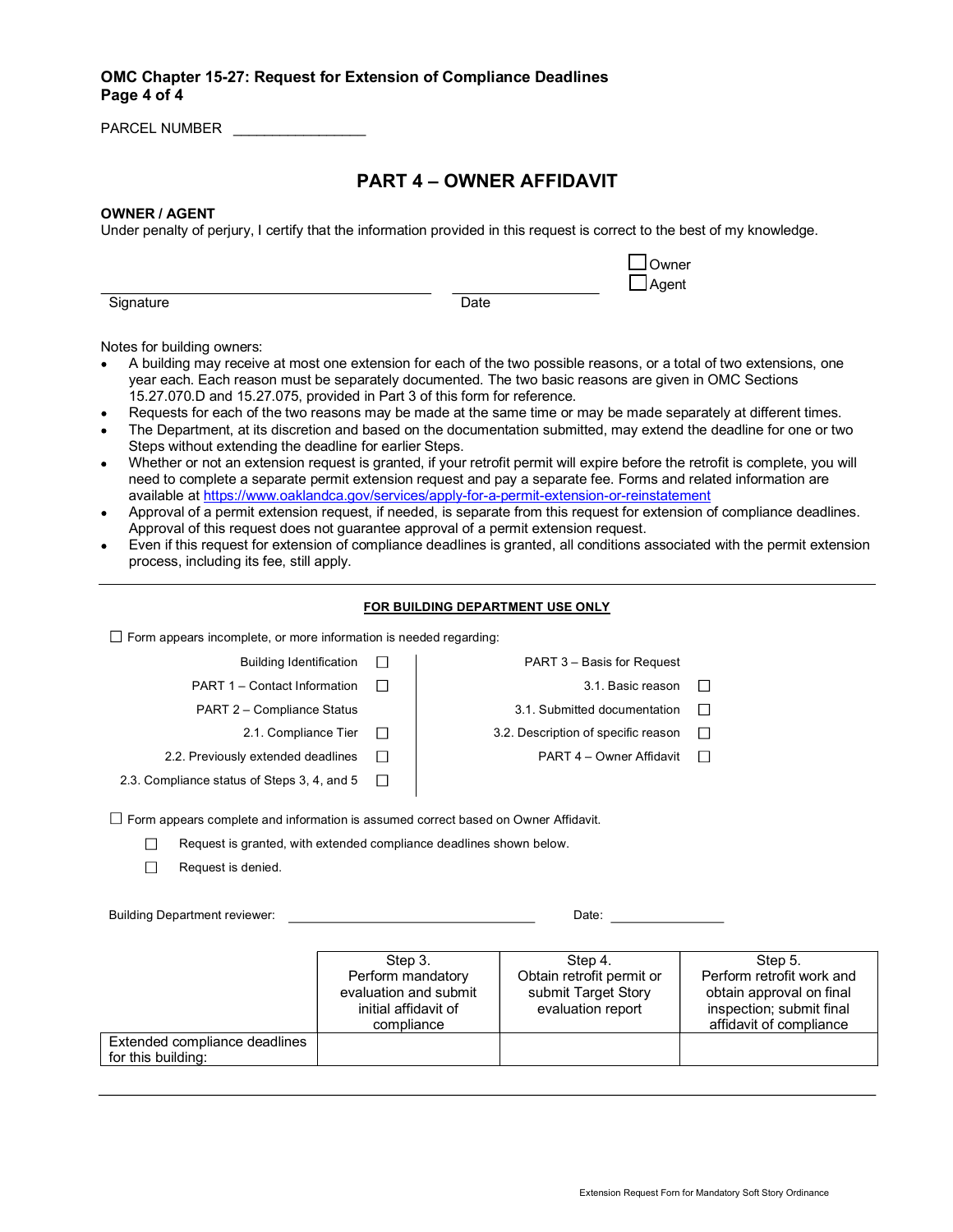**OMC Chapter 15-27: Request for Extension of Compliance Deadlines**
**Page 4 of 4**

PARCEL NUMBER ________________

# PART 4 – OWNER AFFIDAVIT

**OWNER / AGENT**

Under penalty of perjury, I certify that the information provided in this request is correct to the best of my knowledge.

☐ Owner
☐ Agent

______________________________ ______________
Signature Date

Notes for building owners:

- A building may receive at most one extension for each of the two possible reasons, or a total of two extensions, one year each. Each reason must be separately documented. The two basic reasons are given in OMC Sections 15.27.070.D and 15.27.075, provided in Part 3 of this form for reference.
- Requests for each of the two reasons may be made at the same time or may be made separately at different times.
- The Department, at its discretion and based on the documentation submitted, may extend the deadline for one or two Steps without extending the deadline for earlier Steps.
- Whether or not an extension request is granted, if your retrofit permit will expire before the retrofit is complete, you will need to complete a separate permit extension request and pay a separate fee. Forms and related information are available at https://www.oaklandca.gov/services/apply-for-a-permit-extension-or-reinstatement
- Approval of a permit extension request, if needed, is separate from this request for extension of compliance deadlines. Approval of this request does not guarantee approval of a permit extension request.
- Even if this request for extension of compliance deadlines is granted, all conditions associated with the permit extension process, including its fee, still apply.

---

**FOR BUILDING DEPARTMENT USE ONLY**

☐ Form appears incomplete, or more information is needed regarding:

| | | | |
|---|---|---|---|
| Building Identification | ☐ | PART 3 – Basis for Request | |
| PART 1 – Contact Information | ☐ | 3.1. Basic reason | ☐ |
| PART 2 – Compliance Status | | 3.1. Submitted documentation | ☐ |
| 2.1. Compliance Tier | ☐ | 3.2. Description of specific reason | ☐ |
| 2.2. Previously extended deadlines | ☐ | PART 4 – Owner Affidavit | ☐ |
| 2.3. Compliance status of Steps 3, 4, and 5 | ☐ | | |

☐ Form appears complete and information is assumed correct based on Owner Affidavit.

☐ Request is granted, with extended compliance deadlines shown below.

☐ Request is denied.

Building Department reviewer: ______________________________ Date: ______________

| | Step 3. Perform mandatory evaluation and submit initial affidavit of compliance | Step 4. Obtain retrofit permit or submit Target Story evaluation report | Step 5. Perform retrofit work and obtain approval on final inspection; submit final affidavit of compliance |
|---|---|---|---|
| Extended compliance deadlines for this building: | | | |

Extension Request Form for Mandatory Soft Story Ordinance